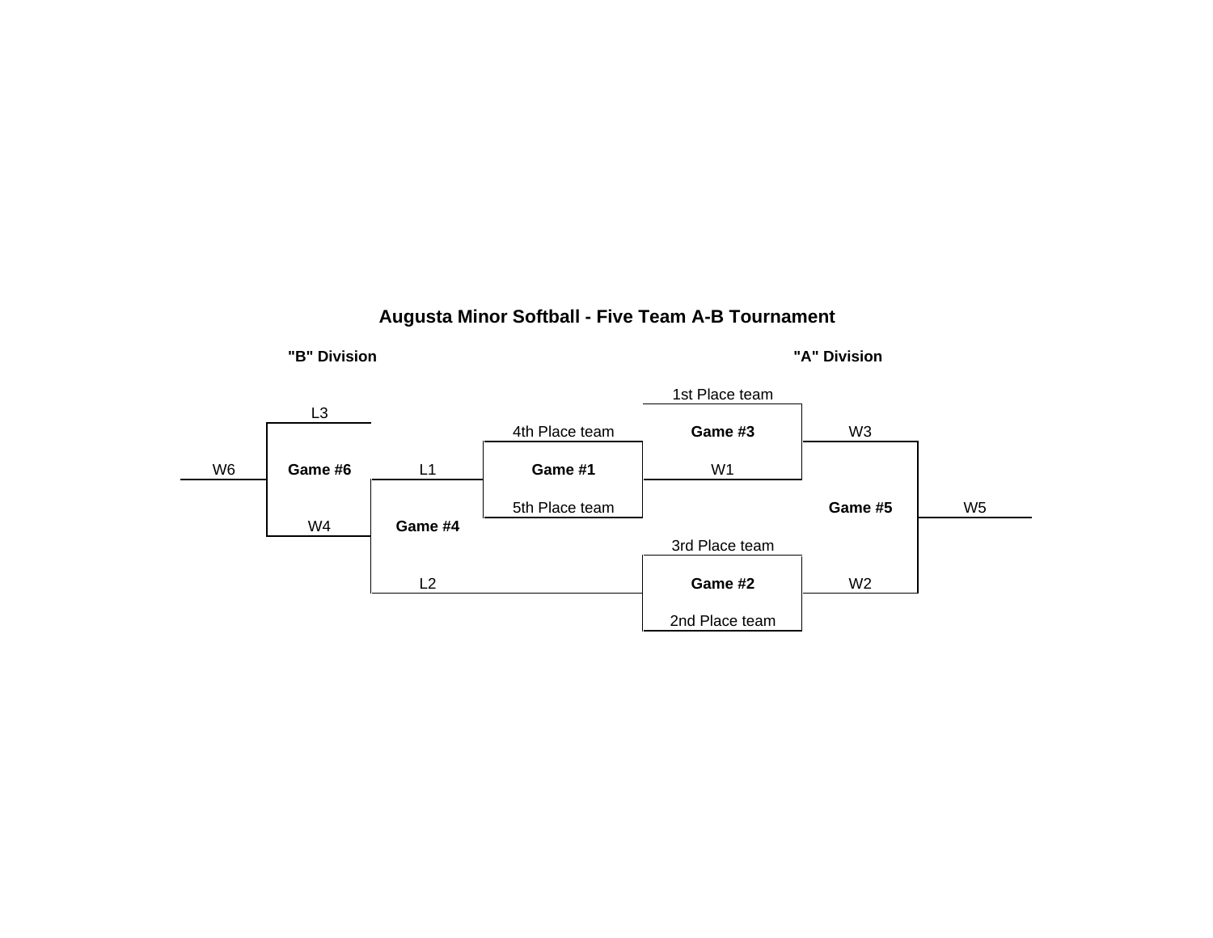# Augusta Minor Softball - Five Team A-B Tournament

**"B" Division**

**"A" Division**

1st Place team

L3

4th Place team

**Game #3**

W3

W6

**Game #6**

L1

**Game #1**

W1

5th Place team

**Game #5**

W5

W4

**Game #4**

3rd Place team

L2

**Game #2**

W2

2nd Place team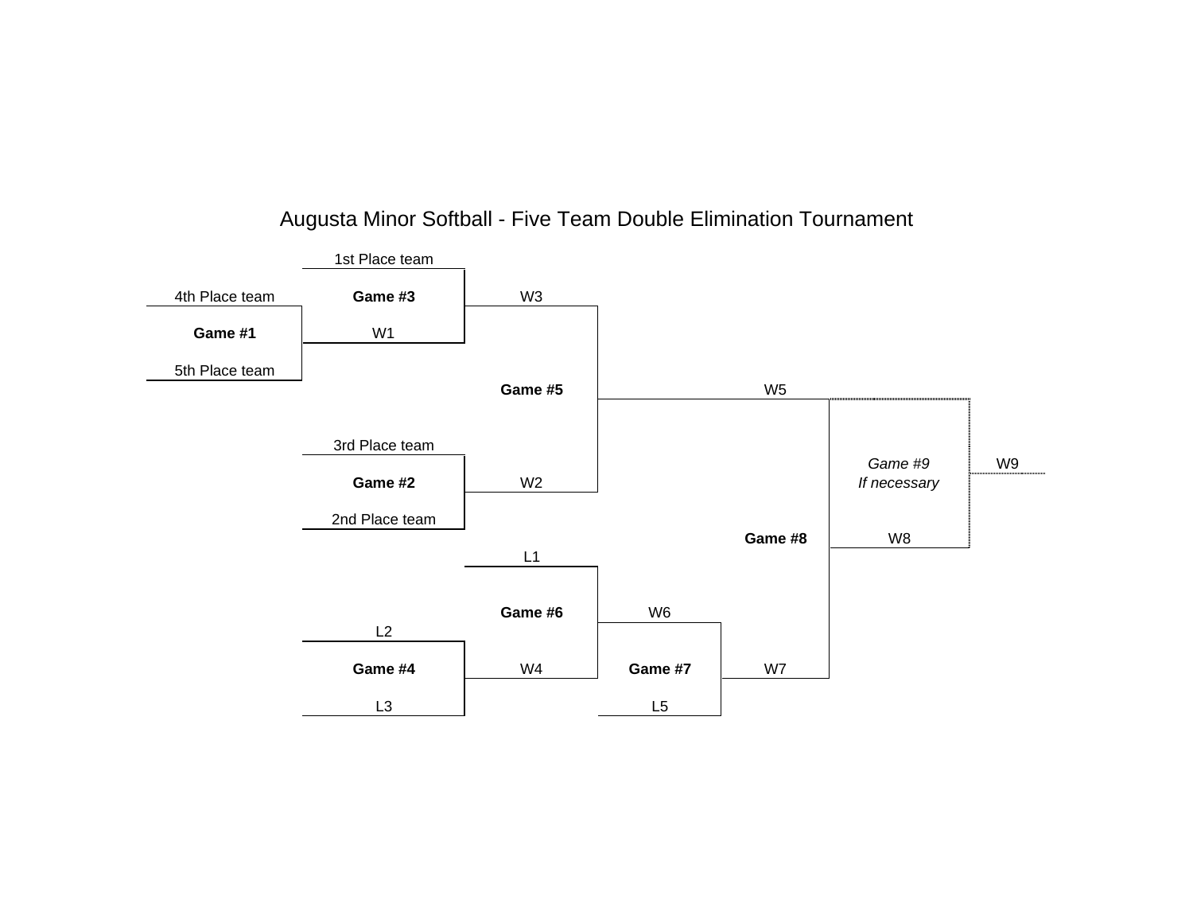# Augusta Minor Softball - Five Team Double Elimination Tournament

**Game #1**
- 4th Place team
- 5th Place team

**Game #2**
- 3rd Place team
- 2nd Place team

**Game #3**
- 1st Place team
- W1

**Game #4**
- L2
- L3

**Game #5**
- W3
- W2

**Game #6**
- L1
- W4

**Game #7**
- W6
- L5

**Game #8**
- W5
- W7

*Game #9*
*If necessary*
- W5
- W8

W9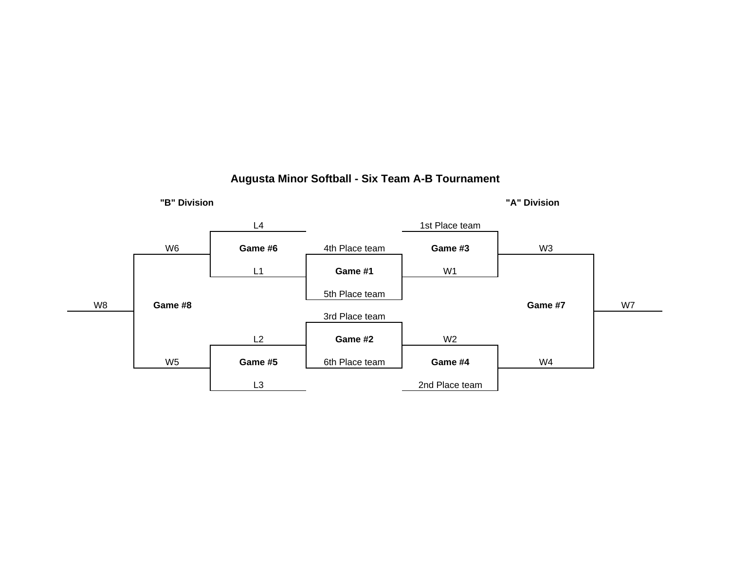# Augusta Minor Softball - Six Team A-B Tournament

## "B" Division

**Game #6**
- L4
- L1
- Winner: W6

**Game #5**
- L2
- L3
- Winner: W5

**Game #8**
- W6
- W5
- Winner: W8

## Opening Games

**Game #1**
- 4th Place team
- 5th Place team

**Game #2**
- 3rd Place team
- 6th Place team

## "A" Division

**Game #3**
- 1st Place team
- W1
- Winner: W3

**Game #4**
- W2
- 2nd Place team
- Winner: W4

**Game #7**
- W3
- W4
- Winner: W7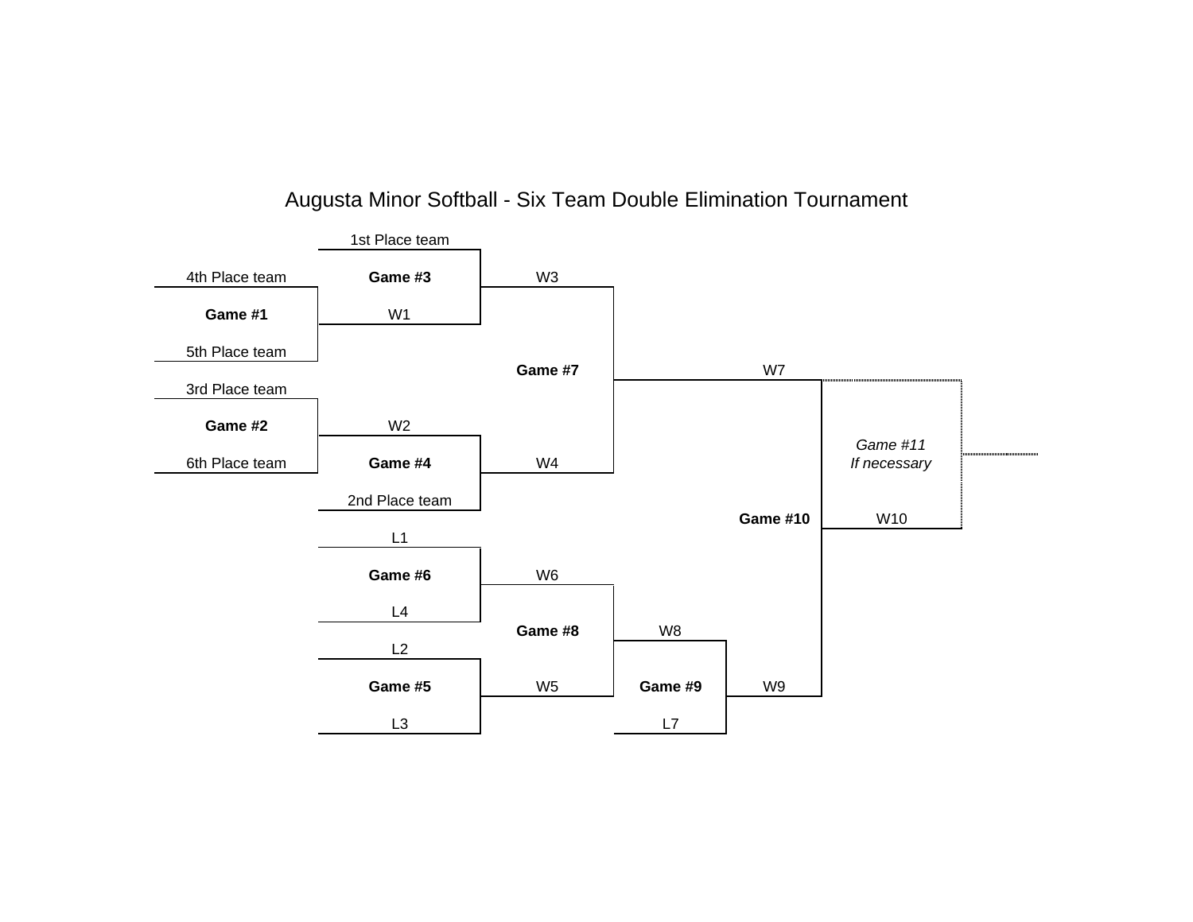# Augusta Minor Softball - Six Team Double Elimination Tournament

| Game | Team 1 | Team 2 |
| --- | --- | --- |
| **Game #1** | 4th Place team | 5th Place team |
| **Game #2** | 3rd Place team | 6th Place team |
| **Game #3** | 1st Place team | W1 |
| **Game #4** | W2 | 2nd Place team |
| **Game #5** | L2 | L3 |
| **Game #6** | L1 | L4 |
| **Game #7** | W3 | W4 |
| **Game #8** | W6 | W5 |
| **Game #9** | W8 | L7 |
| **Game #10** | W7 | W9 |
| *Game #11 If necessary* | W7 | W10 |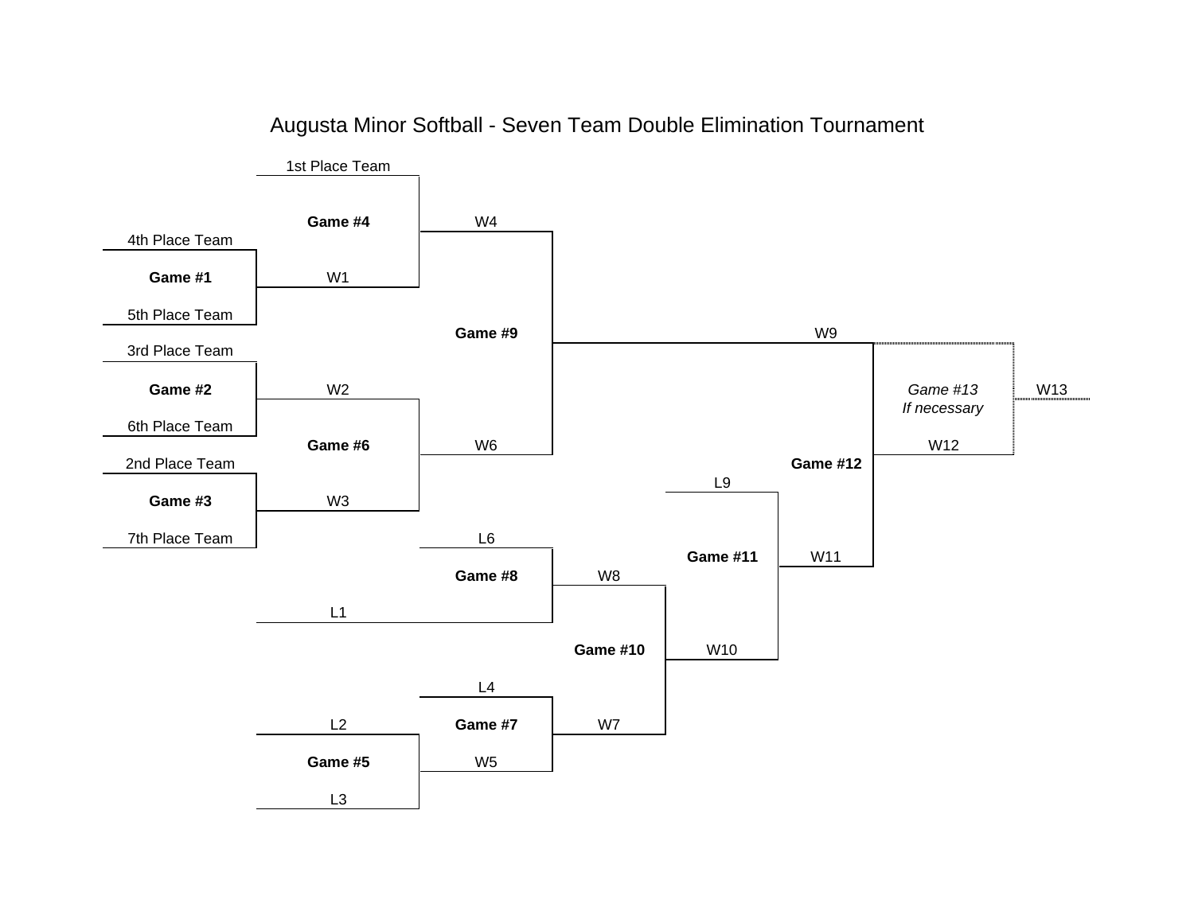# Augusta Minor Softball - Seven Team Double Elimination Tournament

**Game #1**: 4th Place Team vs 5th Place Team

**Game #2**: 3rd Place Team vs 6th Place Team

**Game #3**: 2nd Place Team vs 7th Place Team

**Game #4**: 1st Place Team vs W1

**Game #5**: L2 vs L3

**Game #6**: W2 vs W3

**Game #7**: L4 vs W5

**Game #8**: L6 vs L1

**Game #9**: W4 vs W6

**Game #10**: W8 vs W7

**Game #11**: L9 vs W10

**Game #12**: W9 vs W11

*Game #13 If necessary*: W9 vs W12

W13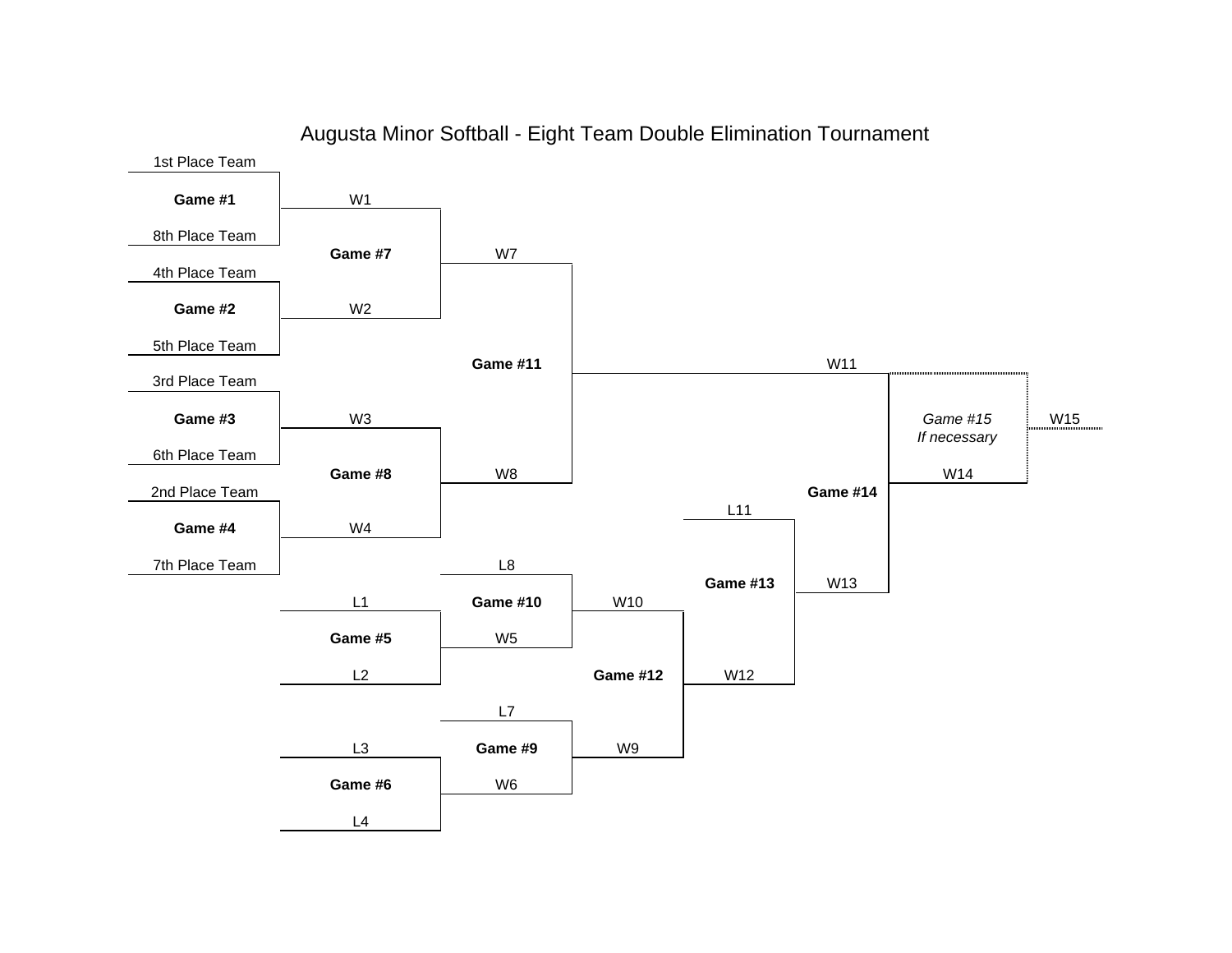# Augusta Minor Softball - Eight Team Double Elimination Tournament

**Game #1**: 1st Place Team vs. 8th Place Team

**Game #2**: 4th Place Team vs. 5th Place Team

**Game #3**: 3rd Place Team vs. 6th Place Team

**Game #4**: 2nd Place Team vs. 7th Place Team

**Game #5**: L1 vs. L2

**Game #6**: L3 vs. L4

**Game #7**: W1 vs. W2

**Game #8**: W3 vs. W4

**Game #9**: L7 vs. W6

**Game #10**: L8 vs. W5

**Game #11**: W7 vs. W8

**Game #12**: W10 vs. W9

**Game #13**: L11 vs. W12

**Game #14**: W11 vs. W13

*Game #15*
*If necessary*: W11 vs. W14

W15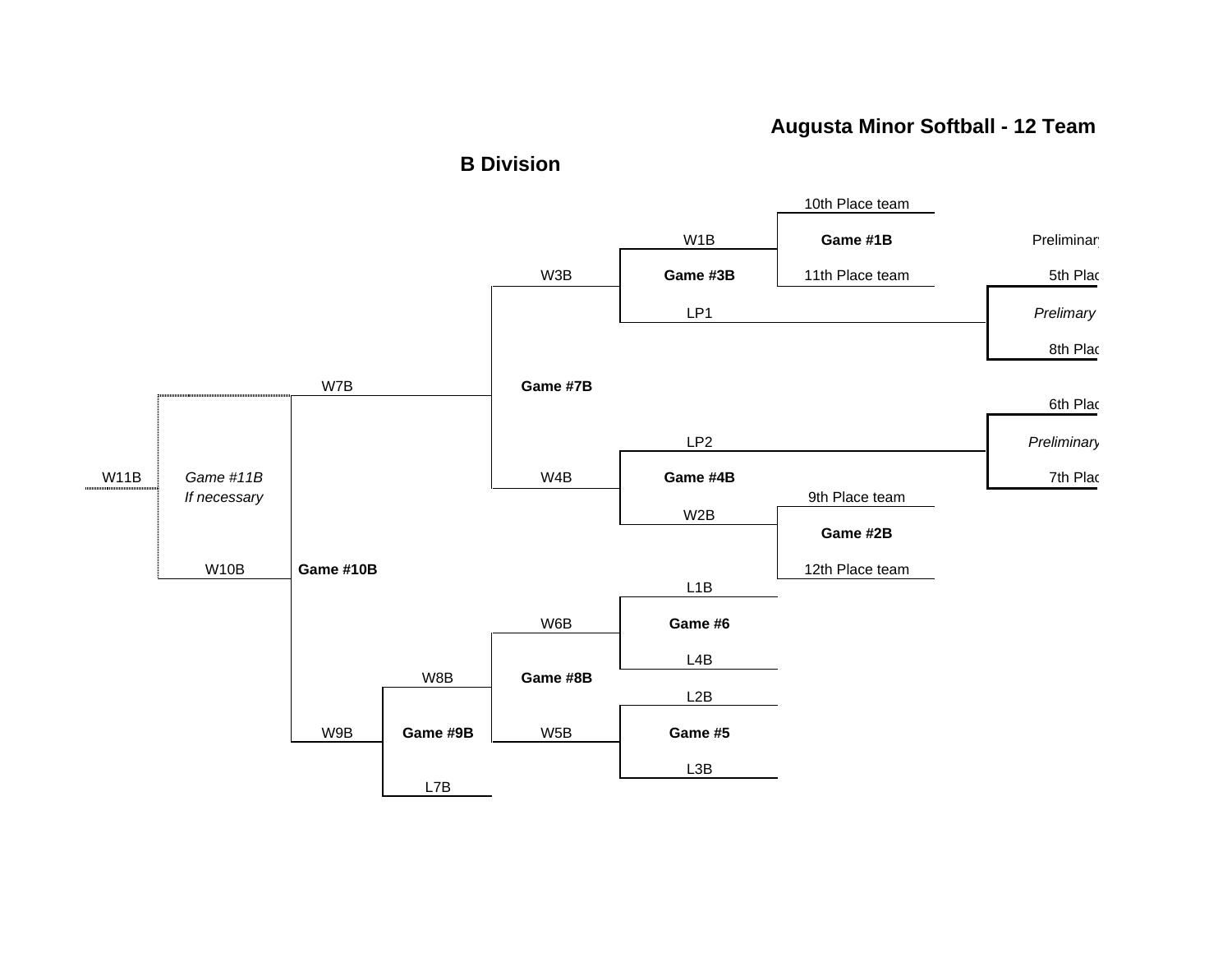# Augusta Minor Softball - 12 Team

## B Division

10th Place team

**Game #1B**

11th Place team

W1B

**Game #3B**

LP1

Preliminary

5th Plac

*Prelimary*

8th Plac

W3B

**Game #7B**

W4B

W7B

6th Plac

*Preliminary*

7th Plac

LP2

**Game #4B**

W2B

9th Place team

**Game #2B**

12th Place team

W11B

*Game #11B*
*If necessary*

W10B

**Game #10B**

W9B

L1B

**Game #6**

L4B

W6B

**Game #8B**

W5B

W8B

**Game #9B**

L7B

L2B

**Game #5**

L3B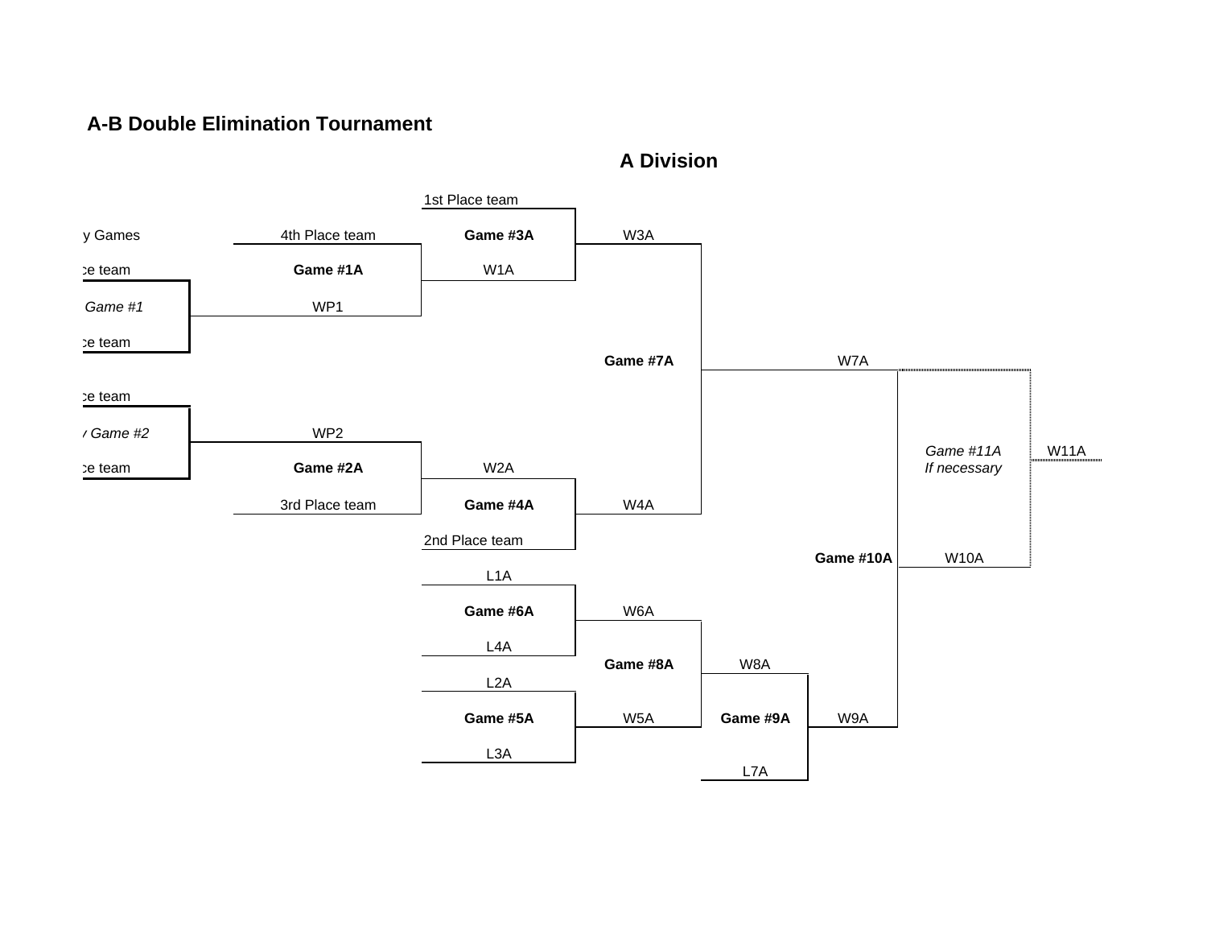**A-B Double Elimination Tournament**

## A Division

y Games

ce team

*Game #1*

ce team

ce team

*Game #2*

ce team

4th Place team

**Game #1A**

WP1

WP2

**Game #2A**

3rd Place team

1st Place team

**Game #3A**

W1A

W2A

**Game #4A**

2nd Place team

W3A

**Game #7A**

W4A

W7A

*Game #11A*
*If necessary*

W11A

**Game #10A**

W10A

L1A

**Game #6A**

L4A

W6A

**Game #8A**

W8A

L2A

**Game #5A**

L3A

W5A

**Game #9A**

W9A

L7A